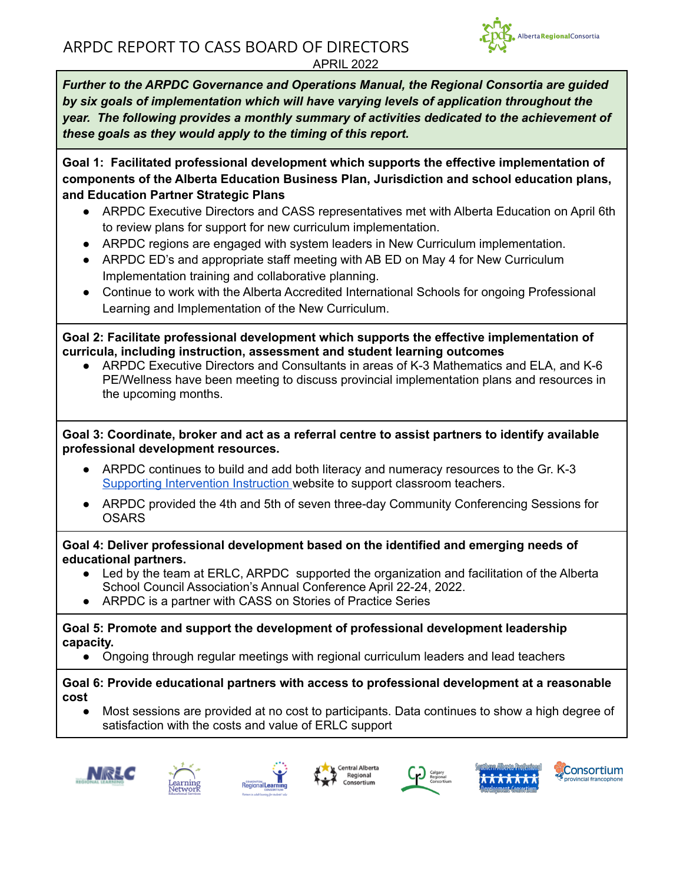# ARPDC REPORT TO CASS BOARD OF DIRECTORS

APRIL 2022

***Further to the ARPDC Governance and Operations Manual, the Regional Consortia are guided by six goals of implementation which will have varying levels of application throughout the year. The following provides a monthly summary of activities dedicated to the achievement of these goals as they would apply to the timing of this report.***

**Goal 1: Facilitated professional development which supports the effective implementation of components of the Alberta Education Business Plan, Jurisdiction and school education plans, and Education Partner Strategic Plans**

- ARPDC Executive Directors and CASS representatives met with Alberta Education on April 6th to review plans for support for new curriculum implementation.
- ARPDC regions are engaged with system leaders in New Curriculum implementation.
- ARPDC ED's and appropriate staff meeting with AB ED on May 4 for New Curriculum Implementation training and collaborative planning.
- Continue to work with the Alberta Accredited International Schools for ongoing Professional Learning and Implementation of the New Curriculum.

**Goal 2: Facilitate professional development which supports the effective implementation of curricula, including instruction, assessment and student learning outcomes**

- ARPDC Executive Directors and Consultants in areas of K-3 Mathematics and ELA, and K-6 PE/Wellness have been meeting to discuss provincial implementation plans and resources in the upcoming months.

**Goal 3: Coordinate, broker and act as a referral centre to assist partners to identify available professional development resources.**

- ARPDC continues to build and add both literacy and numeracy resources to the Gr. K-3 Supporting Intervention Instruction website to support classroom teachers.
- ARPDC provided the 4th and 5th of seven three-day Community Conferencing Sessions for OSARS

**Goal 4: Deliver professional development based on the identified and emerging needs of educational partners.**

- Led by the team at ERLC, ARPDC supported the organization and facilitation of the Alberta School Council Association's Annual Conference April 22-24, 2022.
- ARPDC is a partner with CASS on Stories of Practice Series

**Goal 5: Promote and support the development of professional development leadership capacity.**

- Ongoing through regular meetings with regional curriculum leaders and lead teachers

**Goal 6: Provide educational partners with access to professional development at a reasonable cost**

- Most sessions are provided at no cost to participants. Data continues to show a high degree of satisfaction with the costs and value of ERLC support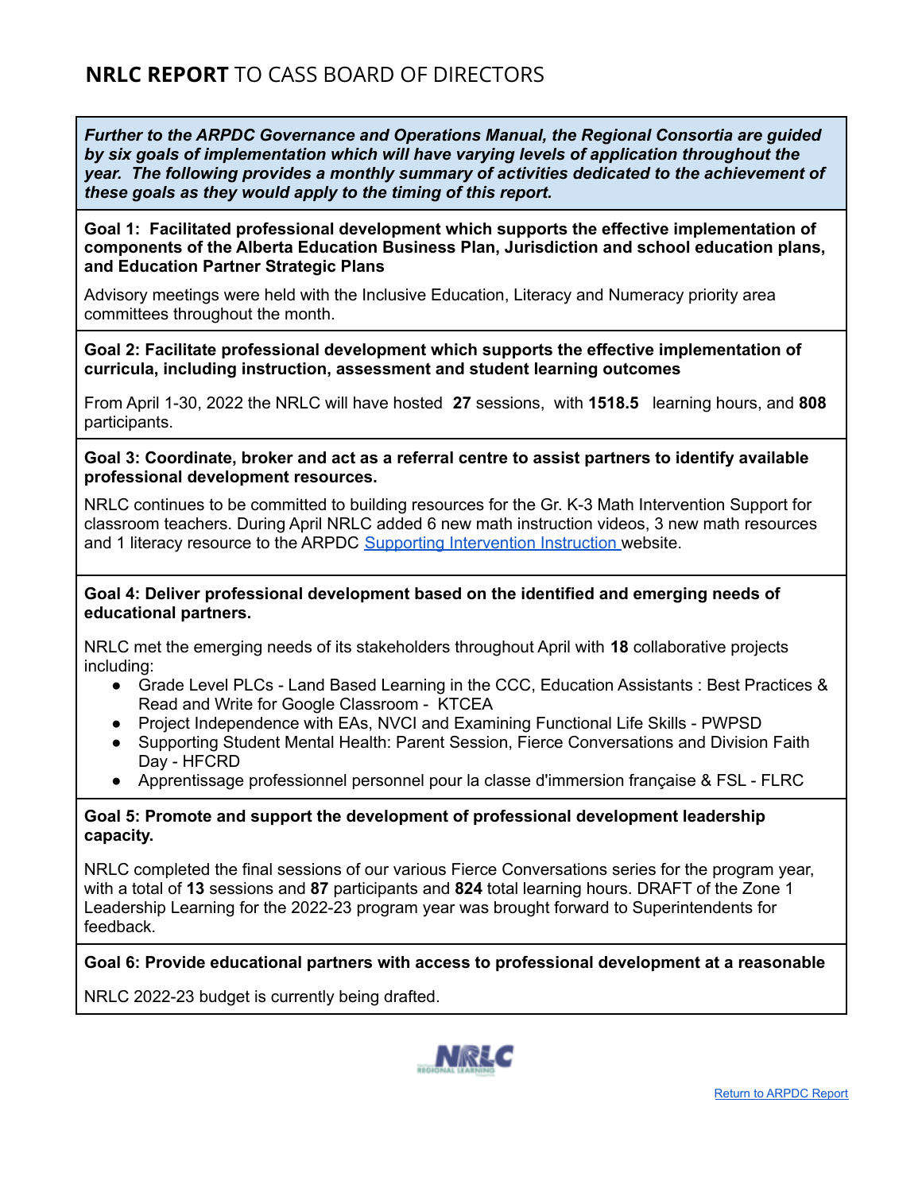# **NRLC REPORT** TO CASS BOARD OF DIRECTORS

***Further to the ARPDC Governance and Operations Manual, the Regional Consortia are guided by six goals of implementation which will have varying levels of application throughout the year. The following provides a monthly summary of activities dedicated to the achievement of these goals as they would apply to the timing of this report.***

**Goal 1: Facilitated professional development which supports the effective implementation of components of the Alberta Education Business Plan, Jurisdiction and school education plans, and Education Partner Strategic Plans**

Advisory meetings were held with the Inclusive Education, Literacy and Numeracy priority area committees throughout the month.

**Goal 2: Facilitate professional development which supports the effective implementation of curricula, including instruction, assessment and student learning outcomes**

From April 1-30, 2022 the NRLC will have hosted **27** sessions, with **1518.5** learning hours, and **808** participants.

**Goal 3: Coordinate, broker and act as a referral centre to assist partners to identify available professional development resources.**

NRLC continues to be committed to building resources for the Gr. K-3 Math Intervention Support for classroom teachers. During April NRLC added 6 new math instruction videos, 3 new math resources and 1 literacy resource to the ARPDC [Supporting Intervention Instruction](#) website.

**Goal 4: Deliver professional development based on the identified and emerging needs of educational partners.**

NRLC met the emerging needs of its stakeholders throughout April with **18** collaborative projects including:

- Grade Level PLCs - Land Based Learning in the CCC, Education Assistants : Best Practices & Read and Write for Google Classroom - KTCEA
- Project Independence with EAs, NVCI and Examining Functional Life Skills - PWPSD
- Supporting Student Mental Health: Parent Session, Fierce Conversations and Division Faith Day - HFCRD
- Apprentissage professionnel personnel pour la classe d'immersion française & FSL - FLRC

**Goal 5: Promote and support the development of professional development leadership capacity.**

NRLC completed the final sessions of our various Fierce Conversations series for the program year, with a total of **13** sessions and **87** participants and **824** total learning hours. DRAFT of the Zone 1 Leadership Learning for the 2022-23 program year was brought forward to Superintendents for feedback.

**Goal 6: Provide educational partners with access to professional development at a reasonable**

NRLC 2022-23 budget is currently being drafted.

[Return to ARPDC Report](#)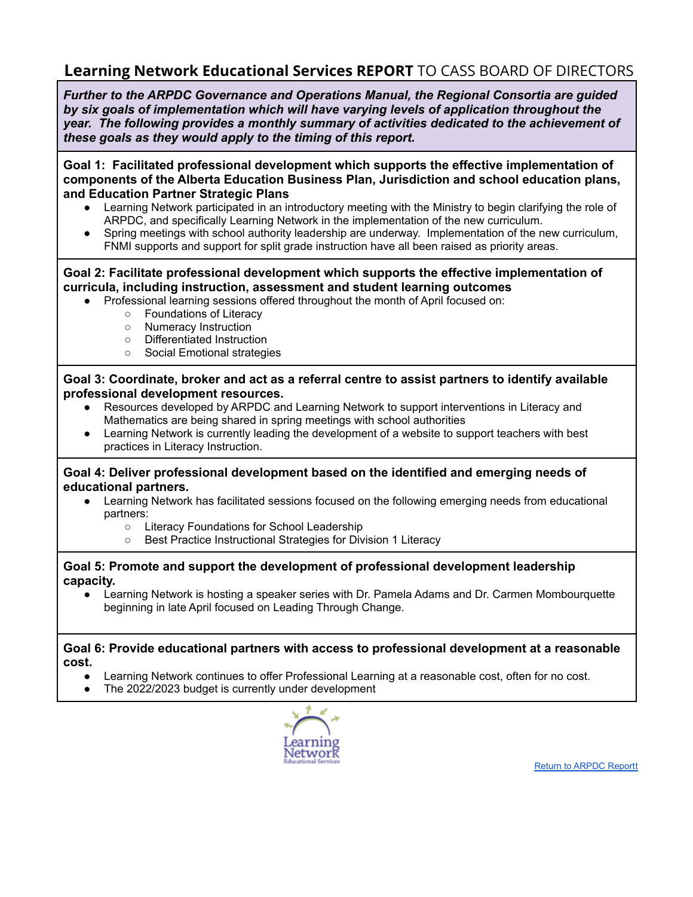# **Learning Network Educational Services REPORT** TO CASS BOARD OF DIRECTORS

***Further to the ARPDC Governance and Operations Manual, the Regional Consortia are guided by six goals of implementation which will have varying levels of application throughout the year. The following provides a monthly summary of activities dedicated to the achievement of these goals as they would apply to the timing of this report.***

**Goal 1: Facilitated professional development which supports the effective implementation of components of the Alberta Education Business Plan, Jurisdiction and school education plans, and Education Partner Strategic Plans**

- Learning Network participated in an introductory meeting with the Ministry to begin clarifying the role of ARPDC, and specifically Learning Network in the implementation of the new curriculum.
- Spring meetings with school authority leadership are underway. Implementation of the new curriculum, FNMI supports and support for split grade instruction have all been raised as priority areas.

**Goal 2: Facilitate professional development which supports the effective implementation of curricula, including instruction, assessment and student learning outcomes**

- Professional learning sessions offered throughout the month of April focused on:
  - Foundations of Literacy
  - Numeracy Instruction
  - Differentiated Instruction
  - Social Emotional strategies

**Goal 3: Coordinate, broker and act as a referral centre to assist partners to identify available professional development resources.**

- Resources developed by ARPDC and Learning Network to support interventions in Literacy and Mathematics are being shared in spring meetings with school authorities
- Learning Network is currently leading the development of a website to support teachers with best practices in Literacy Instruction.

**Goal 4: Deliver professional development based on the identified and emerging needs of educational partners.**

- Learning Network has facilitated sessions focused on the following emerging needs from educational partners:
  - Literacy Foundations for School Leadership
  - Best Practice Instructional Strategies for Division 1 Literacy

**Goal 5: Promote and support the development of professional development leadership capacity.**

- Learning Network is hosting a speaker series with Dr. Pamela Adams and Dr. Carmen Mombourquette beginning in late April focused on Leading Through Change.

**Goal 6: Provide educational partners with access to professional development at a reasonable cost.**

- Learning Network continues to offer Professional Learning at a reasonable cost, often for no cost.
- The 2022/2023 budget is currently under development

Learning Network Educational Services

[Return to ARPDC Reportt]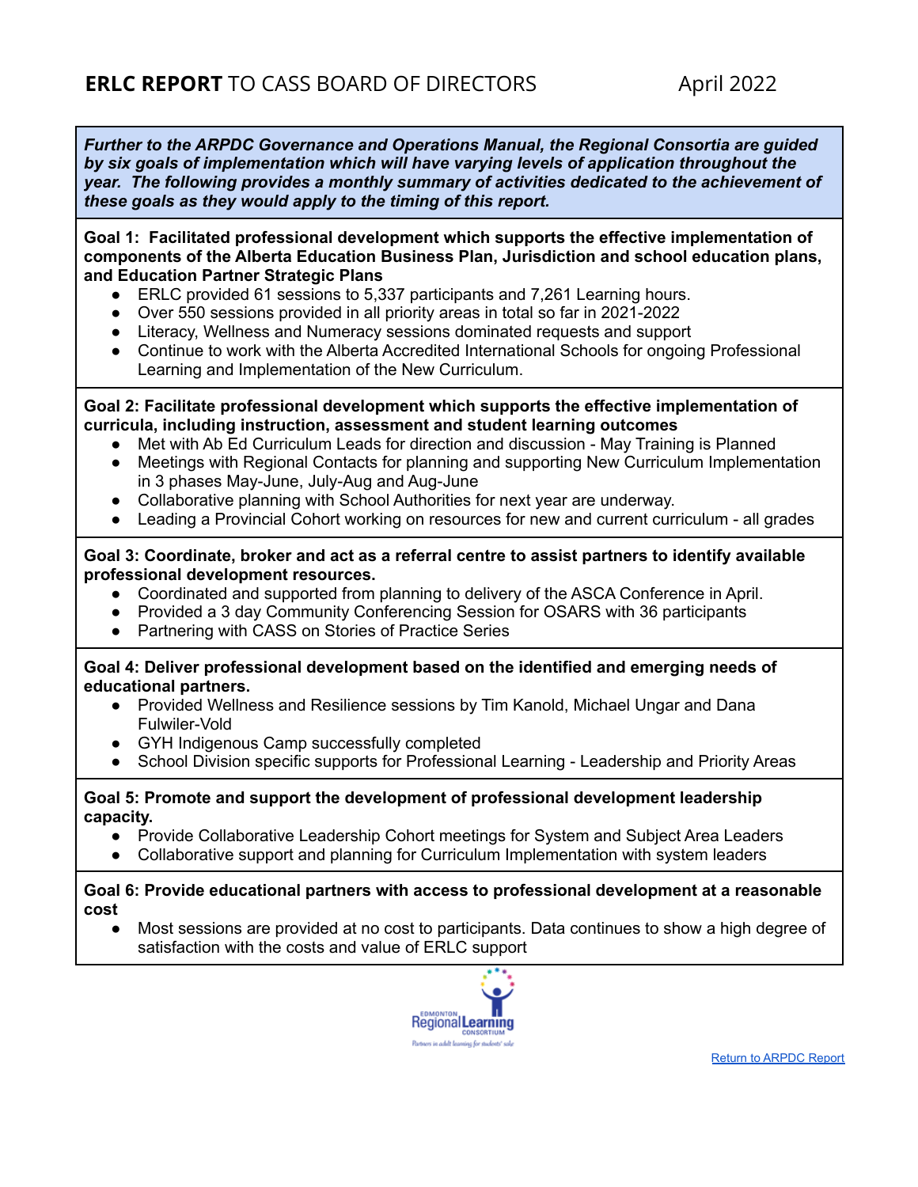# **ERLC REPORT** TO CASS BOARD OF DIRECTORS April 2022

***Further to the ARPDC Governance and Operations Manual, the Regional Consortia are guided by six goals of implementation which will have varying levels of application throughout the year. The following provides a monthly summary of activities dedicated to the achievement of these goals as they would apply to the timing of this report.***

**Goal 1: Facilitated professional development which supports the effective implementation of components of the Alberta Education Business Plan, Jurisdiction and school education plans, and Education Partner Strategic Plans**

- ERLC provided 61 sessions to 5,337 participants and 7,261 Learning hours.
- Over 550 sessions provided in all priority areas in total so far in 2021-2022
- Literacy, Wellness and Numeracy sessions dominated requests and support
- Continue to work with the Alberta Accredited International Schools for ongoing Professional Learning and Implementation of the New Curriculum.

**Goal 2: Facilitate professional development which supports the effective implementation of curricula, including instruction, assessment and student learning outcomes**

- Met with Ab Ed Curriculum Leads for direction and discussion - May Training is Planned
- Meetings with Regional Contacts for planning and supporting New Curriculum Implementation in 3 phases May-June, July-Aug and Aug-June
- Collaborative planning with School Authorities for next year are underway.
- Leading a Provincial Cohort working on resources for new and current curriculum - all grades

**Goal 3: Coordinate, broker and act as a referral centre to assist partners to identify available professional development resources.**

- Coordinated and supported from planning to delivery of the ASCA Conference in April.
- Provided a 3 day Community Conferencing Session for OSARS with 36 participants
- Partnering with CASS on Stories of Practice Series

**Goal 4: Deliver professional development based on the identified and emerging needs of educational partners.**

- Provided Wellness and Resilience sessions by Tim Kanold, Michael Ungar and Dana Fulwiler-Vold
- GYH Indigenous Camp successfully completed
- School Division specific supports for Professional Learning - Leadership and Priority Areas

**Goal 5: Promote and support the development of professional development leadership capacity.**

- Provide Collaborative Leadership Cohort meetings for System and Subject Area Leaders
- Collaborative support and planning for Curriculum Implementation with system leaders

**Goal 6: Provide educational partners with access to professional development at a reasonable cost**

- Most sessions are provided at no cost to participants. Data continues to show a high degree of satisfaction with the costs and value of ERLC support

Edmonton Regional Learning Consortium
*Partners in adult learning for students' sake*

Return to ARPDC Report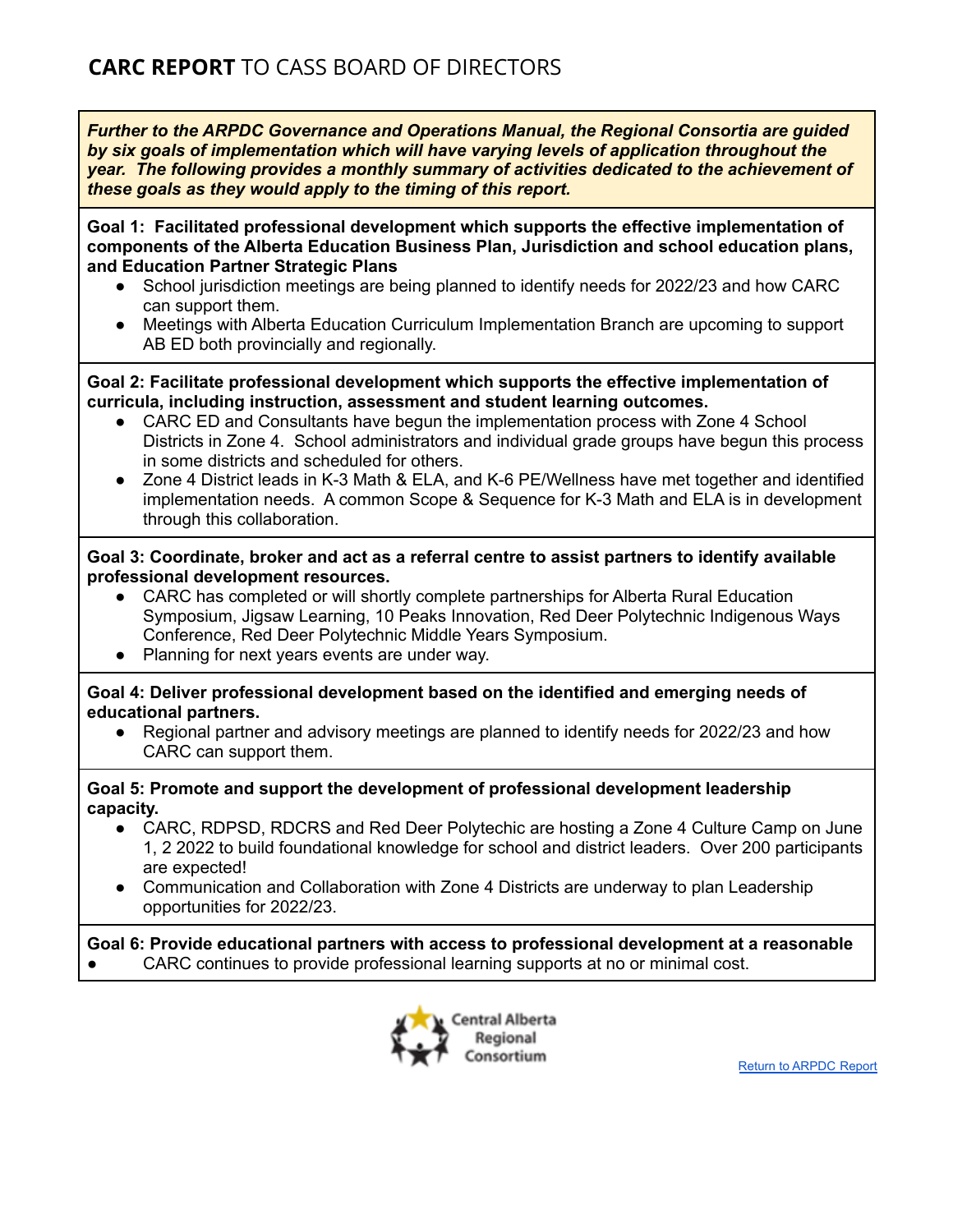# **CARC REPORT** TO CASS BOARD OF DIRECTORS

***Further to the ARPDC Governance and Operations Manual, the Regional Consortia are guided by six goals of implementation which will have varying levels of application throughout the year. The following provides a monthly summary of activities dedicated to the achievement of these goals as they would apply to the timing of this report.***

**Goal 1: Facilitated professional development which supports the effective implementation of components of the Alberta Education Business Plan, Jurisdiction and school education plans, and Education Partner Strategic Plans**

- School jurisdiction meetings are being planned to identify needs for 2022/23 and how CARC can support them.
- Meetings with Alberta Education Curriculum Implementation Branch are upcoming to support AB ED both provincially and regionally.

**Goal 2: Facilitate professional development which supports the effective implementation of curricula, including instruction, assessment and student learning outcomes.**

- CARC ED and Consultants have begun the implementation process with Zone 4 School Districts in Zone 4. School administrators and individual grade groups have begun this process in some districts and scheduled for others.
- Zone 4 District leads in K-3 Math & ELA, and K-6 PE/Wellness have met together and identified implementation needs. A common Scope & Sequence for K-3 Math and ELA is in development through this collaboration.

**Goal 3: Coordinate, broker and act as a referral centre to assist partners to identify available professional development resources.**

- CARC has completed or will shortly complete partnerships for Alberta Rural Education Symposium, Jigsaw Learning, 10 Peaks Innovation, Red Deer Polytechnic Indigenous Ways Conference, Red Deer Polytechnic Middle Years Symposium.
- Planning for next years events are under way.

**Goal 4: Deliver professional development based on the identified and emerging needs of educational partners.**

- Regional partner and advisory meetings are planned to identify needs for 2022/23 and how CARC can support them.

**Goal 5: Promote and support the development of professional development leadership capacity.**

- CARC, RDPSD, RDCRS and Red Deer Polytechic are hosting a Zone 4 Culture Camp on June 1, 2 2022 to build foundational knowledge for school and district leaders. Over 200 participants are expected!
- Communication and Collaboration with Zone 4 Districts are underway to plan Leadership opportunities for 2022/23.

**Goal 6: Provide educational partners with access to professional development at a reasonable**

- CARC continues to provide professional learning supports at no or minimal cost.

Central Alberta Regional Consortium

[Return to ARPDC Report]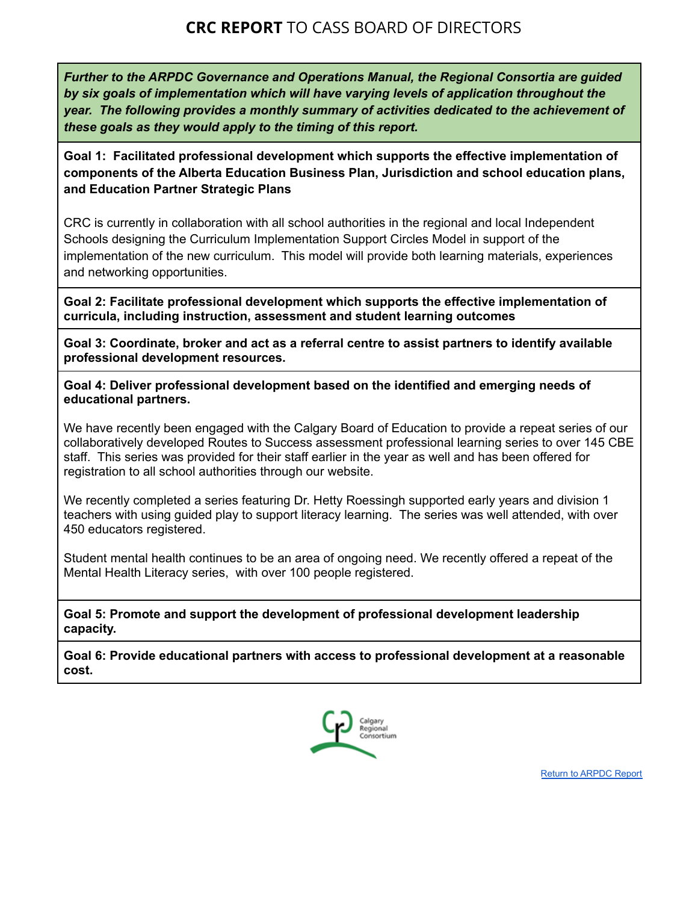# **CRC REPORT** TO CASS BOARD OF DIRECTORS

***Further to the ARPDC Governance and Operations Manual, the Regional Consortia are guided by six goals of implementation which will have varying levels of application throughout the year. The following provides a monthly summary of activities dedicated to the achievement of these goals as they would apply to the timing of this report.***

**Goal 1: Facilitated professional development which supports the effective implementation of components of the Alberta Education Business Plan, Jurisdiction and school education plans, and Education Partner Strategic Plans**

CRC is currently in collaboration with all school authorities in the regional and local Independent Schools designing the Curriculum Implementation Support Circles Model in support of the implementation of the new curriculum. This model will provide both learning materials, experiences and networking opportunities.

**Goal 2: Facilitate professional development which supports the effective implementation of curricula, including instruction, assessment and student learning outcomes**

**Goal 3: Coordinate, broker and act as a referral centre to assist partners to identify available professional development resources.**

**Goal 4: Deliver professional development based on the identified and emerging needs of educational partners.**

We have recently been engaged with the Calgary Board of Education to provide a repeat series of our collaboratively developed Routes to Success assessment professional learning series to over 145 CBE staff. This series was provided for their staff earlier in the year as well and has been offered for registration to all school authorities through our website.

We recently completed a series featuring Dr. Hetty Roessingh supported early years and division 1 teachers with using guided play to support literacy learning. The series was well attended, with over 450 educators registered.

Student mental health continues to be an area of ongoing need. We recently offered a repeat of the Mental Health Literacy series, with over 100 people registered.

**Goal 5: Promote and support the development of professional development leadership capacity.**

**Goal 6: Provide educational partners with access to professional development at a reasonable cost.**

Calgary Regional Consortium

Return to ARPDC Report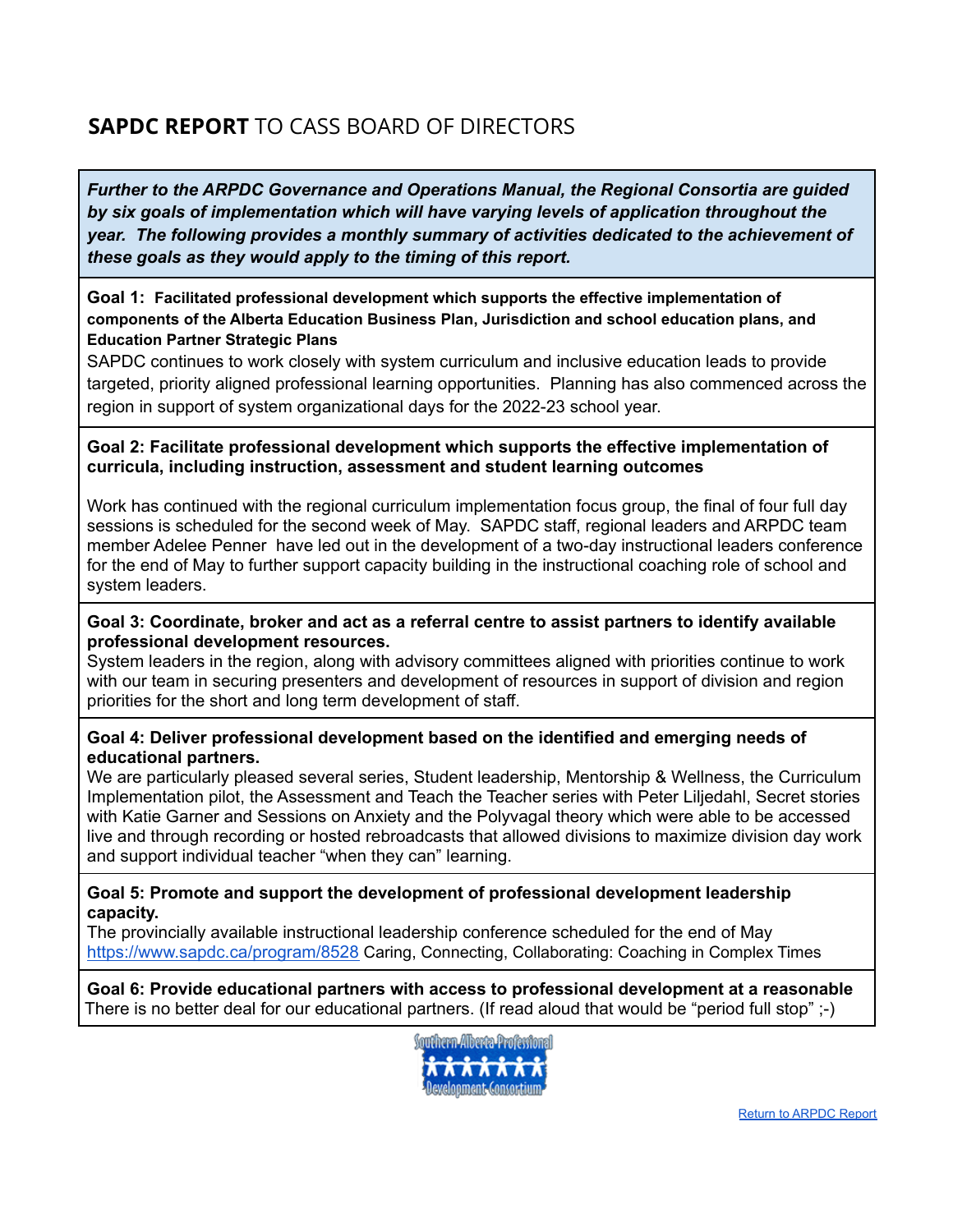## **SAPDC REPORT** TO CASS BOARD OF DIRECTORS

***Further to the ARPDC Governance and Operations Manual, the Regional Consortia are guided by six goals of implementation which will have varying levels of application throughout the year. The following provides a monthly summary of activities dedicated to the achievement of these goals as they would apply to the timing of this report.***

**Goal 1: Facilitated professional development which supports the effective implementation of components of the Alberta Education Business Plan, Jurisdiction and school education plans, and Education Partner Strategic Plans**

SAPDC continues to work closely with system curriculum and inclusive education leads to provide targeted, priority aligned professional learning opportunities. Planning has also commenced across the region in support of system organizational days for the 2022-23 school year.

**Goal 2: Facilitate professional development which supports the effective implementation of curricula, including instruction, assessment and student learning outcomes**

Work has continued with the regional curriculum implementation focus group, the final of four full day sessions is scheduled for the second week of May. SAPDC staff, regional leaders and ARPDC team member Adelee Penner have led out in the development of a two-day instructional leaders conference for the end of May to further support capacity building in the instructional coaching role of school and system leaders.

**Goal 3: Coordinate, broker and act as a referral centre to assist partners to identify available professional development resources.**

System leaders in the region, along with advisory committees aligned with priorities continue to work with our team in securing presenters and development of resources in support of division and region priorities for the short and long term development of staff.

**Goal 4: Deliver professional development based on the identified and emerging needs of educational partners.**

We are particularly pleased several series, Student leadership, Mentorship & Wellness, the Curriculum Implementation pilot, the Assessment and Teach the Teacher series with Peter Liljedahl, Secret stories with Katie Garner and Sessions on Anxiety and the Polyvagal theory which were able to be accessed live and through recording or hosted rebroadcasts that allowed divisions to maximize division day work and support individual teacher "when they can" learning.

**Goal 5: Promote and support the development of professional development leadership capacity.**

The provincially available instructional leadership conference scheduled for the end of May [https://www.sapdc.ca/program/8528](https://www.sapdc.ca/program/8528) Caring, Connecting, Collaborating: Coaching in Complex Times

**Goal 6: Provide educational partners with access to professional development at a reasonable**

There is no better deal for our educational partners. (If read aloud that would be "period full stop" ;-)

Southern Alberta Professional Development Consortium

[Return to ARPDC Report]()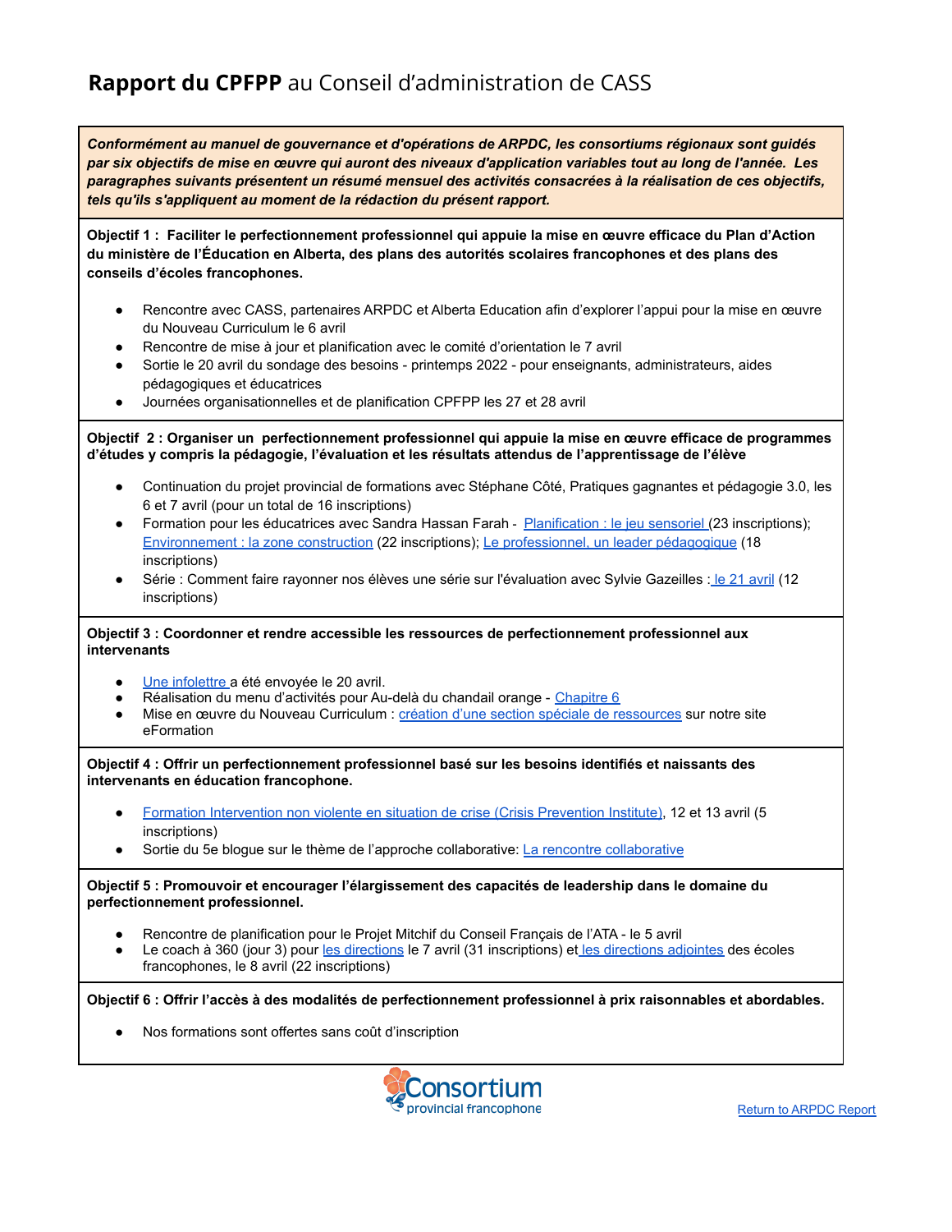# **Rapport du CPFPP** au Conseil d'administration de CASS

***Conformément au manuel de gouvernance et d'opérations de ARPDC, les consortiums régionaux sont guidés par six objectifs de mise en œuvre qui auront des niveaux d'application variables tout au long de l'année. Les paragraphes suivants présentent un résumé mensuel des activités consacrées à la réalisation de ces objectifs, tels qu'ils s'appliquent au moment de la rédaction du présent rapport.***

**Objectif 1 : Faciliter le perfectionnement professionnel qui appuie la mise en œuvre efficace du Plan d'Action du ministère de l'Éducation en Alberta, des plans des autorités scolaires francophones et des plans des conseils d'écoles francophones.**

- Rencontre avec CASS, partenaires ARPDC et Alberta Education afin d'explorer l'appui pour la mise en œuvre du Nouveau Curriculum le 6 avril
- Rencontre de mise à jour et planification avec le comité d'orientation le 7 avril
- Sortie le 20 avril du sondage des besoins - printemps 2022 - pour enseignants, administrateurs, aides pédagogiques et éducatrices
- Journées organisationnelles et de planification CPFPP les 27 et 28 avril

**Objectif 2 : Organiser un perfectionnement professionnel qui appuie la mise en œuvre efficace de programmes d'études y compris la pédagogie, l'évaluation et les résultats attendus de l'apprentissage de l'élève**

- Continuation du projet provincial de formations avec Stéphane Côté, Pratiques gagnantes et pédagogie 3.0, les 6 et 7 avril (pour un total de 16 inscriptions)
- Formation pour les éducatrices avec Sandra Hassan Farah - Planification : le jeu sensoriel (23 inscriptions); Environnement : la zone construction (22 inscriptions); Le professionnel, un leader pédagogique (18 inscriptions)
- Série : Comment faire rayonner nos élèves une série sur l'évaluation avec Sylvie Gazeilles : le 21 avril (12 inscriptions)

**Objectif 3 : Coordonner et rendre accessible les ressources de perfectionnement professionnel aux intervenants**

- Une infolettre a été envoyée le 20 avril.
- Réalisation du menu d'activités pour Au-delà du chandail orange - Chapitre 6
- Mise en œuvre du Nouveau Curriculum : création d'une section spéciale de ressources sur notre site eFormation

**Objectif 4 : Offrir un perfectionnement professionnel basé sur les besoins identifiés et naissants des intervenants en éducation francophone.**

- Formation Intervention non violente en situation de crise (Crisis Prevention Institute), 12 et 13 avril (5 inscriptions)
- Sortie du 5e blogue sur le thème de l'approche collaborative: La rencontre collaborative

**Objectif 5 : Promouvoir et encourager l'élargissement des capacités de leadership dans le domaine du perfectionnement professionnel.**

- Rencontre de planification pour le Projet Mitchif du Conseil Français de l'ATA - le 5 avril
- Le coach à 360 (jour 3) pour les directions le 7 avril (31 inscriptions) et les directions adjointes des écoles francophones, le 8 avril (22 inscriptions)

**Objectif 6 : Offrir l'accès à des modalités de perfectionnement professionnel à prix raisonnables et abordables.**

- Nos formations sont offertes sans coût d'inscription

Consortium provincial francophone

Return to ARPDC Report